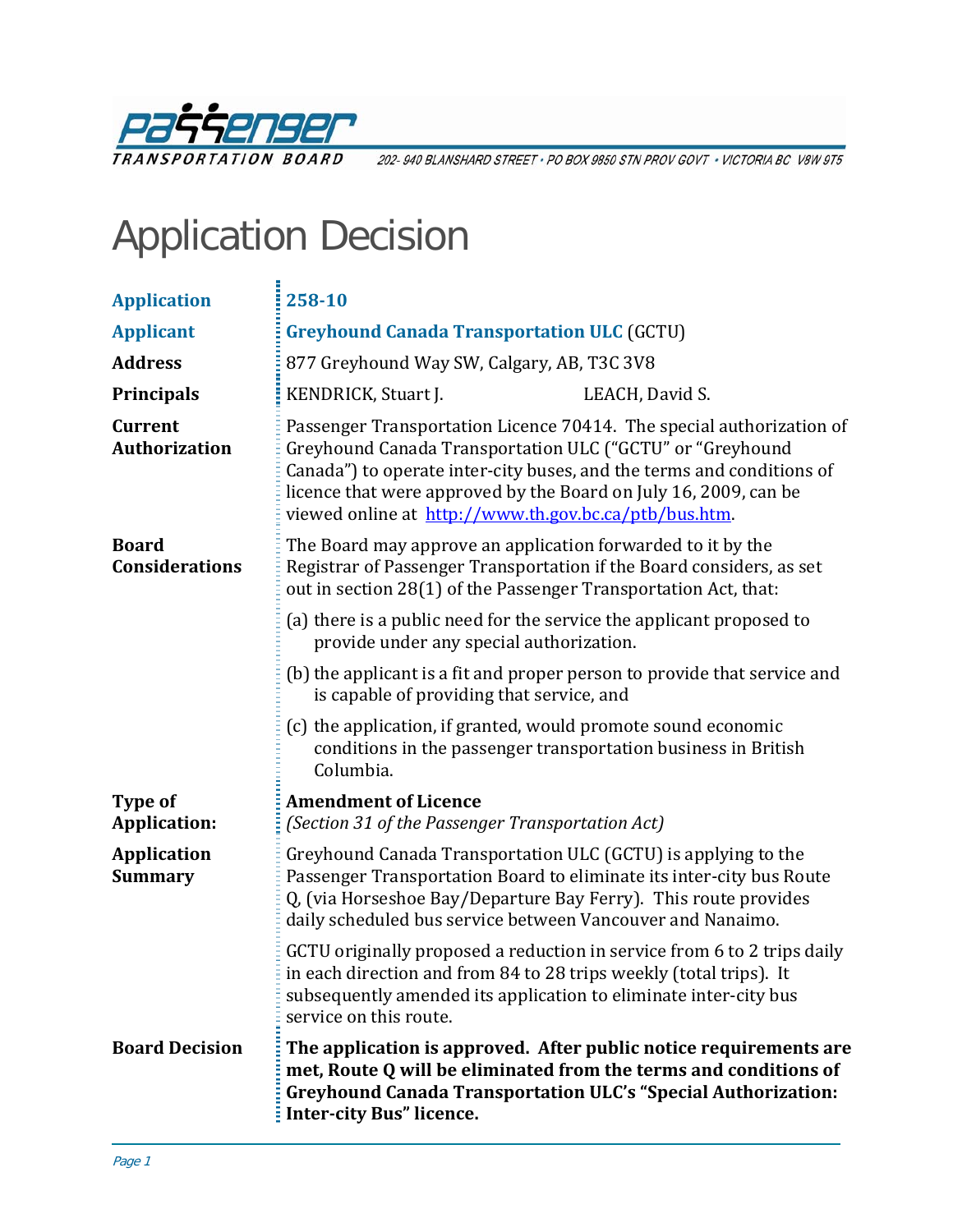Passenger Transportation Board

202- 940 BLANSHARD STREET • PO BOX 9850 STN PROV GOVT • VICTORIA BC V8W 9T5

# Application Decision

| | |
|---|---|
| **Application** | **258-10** |
| **Applicant** | **Greyhound Canada Transportation ULC** (GCTU) |
| **Address** | 877 Greyhound Way SW, Calgary, AB, T3C 3V8 |
| **Principals** | KENDRICK, Stuart J. LEACH, David S. |
| **Current Authorization** | Passenger Transportation Licence 70414. The special authorization of Greyhound Canada Transportation ULC ("GCTU" or "Greyhound Canada") to operate inter-city buses, and the terms and conditions of licence that were approved by the Board on July 16, 2009, can be viewed online at http://www.th.gov.bc.ca/ptb/bus.htm. |
| **Board Considerations** | The Board may approve an application forwarded to it by the Registrar of Passenger Transportation if the Board considers, as set out in section 28(1) of the Passenger Transportation Act, that:<br>(a) there is a public need for the service the applicant proposed to provide under any special authorization.<br>(b) the applicant is a fit and proper person to provide that service and is capable of providing that service, and<br>(c) the application, if granted, would promote sound economic conditions in the passenger transportation business in British Columbia. |
| **Type of Application:** | **Amendment of Licence**<br>*(Section 31 of the Passenger Transportation Act)* |
| **Application Summary** | Greyhound Canada Transportation ULC (GCTU) is applying to the Passenger Transportation Board to eliminate its inter-city bus Route Q, (via Horseshoe Bay/Departure Bay Ferry). This route provides daily scheduled bus service between Vancouver and Nanaimo.<br>GCTU originally proposed a reduction in service from 6 to 2 trips daily in each direction and from 84 to 28 trips weekly (total trips). It subsequently amended its application to eliminate inter-city bus service on this route. |
| **Board Decision** | **The application is approved. After public notice requirements are met, Route Q will be eliminated from the terms and conditions of Greyhound Canada Transportation ULC's "Special Authorization: Inter-city Bus" licence.** |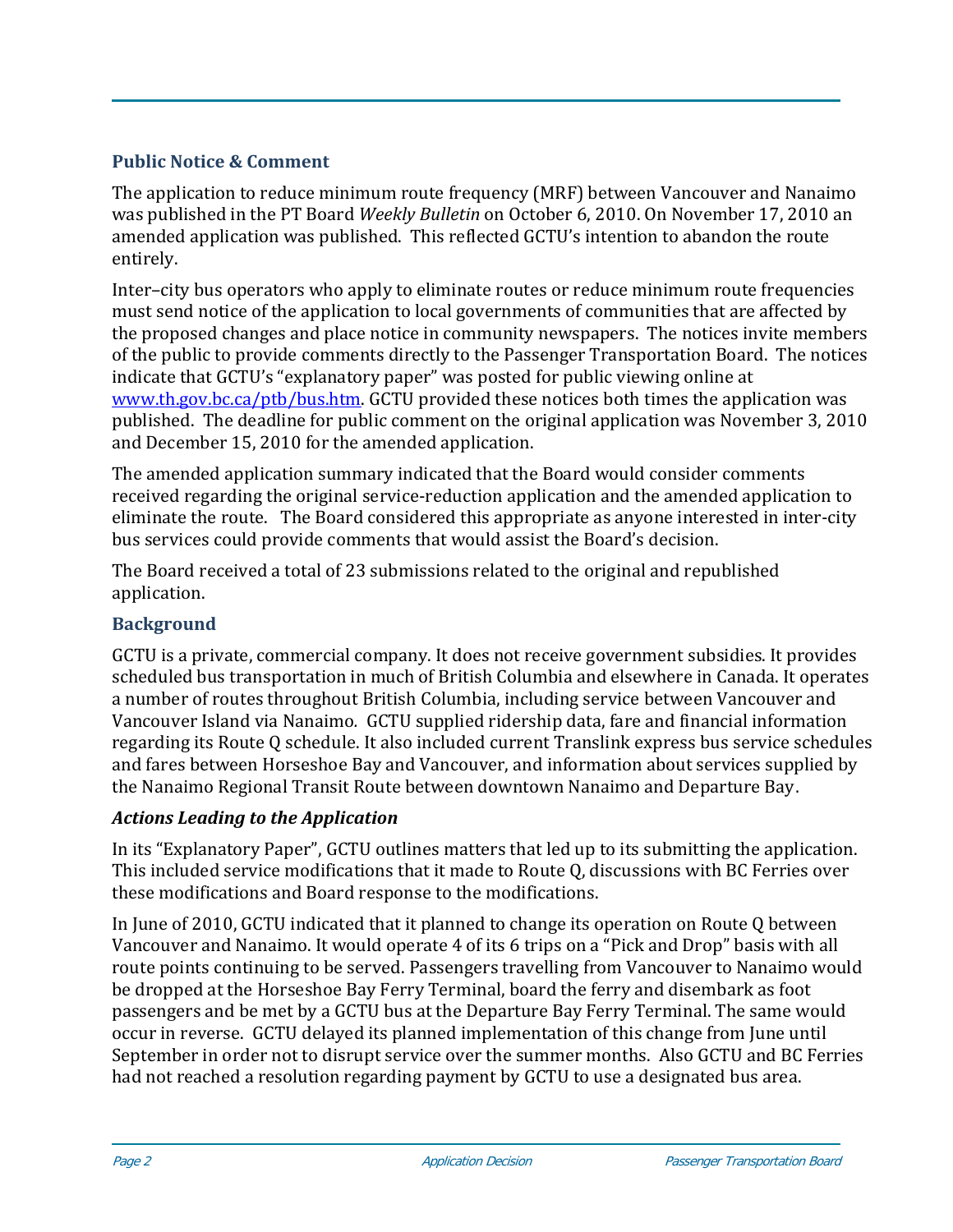## Public Notice & Comment

The application to reduce minimum route frequency (MRF) between Vancouver and Nanaimo was published in the PT Board *Weekly Bulletin* on October 6, 2010. On November 17, 2010 an amended application was published. This reflected GCTU's intention to abandon the route entirely.

Inter–city bus operators who apply to eliminate routes or reduce minimum route frequencies must send notice of the application to local governments of communities that are affected by the proposed changes and place notice in community newspapers. The notices invite members of the public to provide comments directly to the Passenger Transportation Board. The notices indicate that GCTU's "explanatory paper" was posted for public viewing online at www.th.gov.bc.ca/ptb/bus.htm. GCTU provided these notices both times the application was published. The deadline for public comment on the original application was November 3, 2010 and December 15, 2010 for the amended application.

The amended application summary indicated that the Board would consider comments received regarding the original service-reduction application and the amended application to eliminate the route. The Board considered this appropriate as anyone interested in inter-city bus services could provide comments that would assist the Board's decision.

The Board received a total of 23 submissions related to the original and republished application.

## Background

GCTU is a private, commercial company. It does not receive government subsidies. It provides scheduled bus transportation in much of British Columbia and elsewhere in Canada. It operates a number of routes throughout British Columbia, including service between Vancouver and Vancouver Island via Nanaimo. GCTU supplied ridership data, fare and financial information regarding its Route Q schedule. It also included current Translink express bus service schedules and fares between Horseshoe Bay and Vancouver, and information about services supplied by the Nanaimo Regional Transit Route between downtown Nanaimo and Departure Bay.

### *Actions Leading to the Application*

In its "Explanatory Paper", GCTU outlines matters that led up to its submitting the application. This included service modifications that it made to Route Q, discussions with BC Ferries over these modifications and Board response to the modifications.

In June of 2010, GCTU indicated that it planned to change its operation on Route Q between Vancouver and Nanaimo. It would operate 4 of its 6 trips on a "Pick and Drop" basis with all route points continuing to be served. Passengers travelling from Vancouver to Nanaimo would be dropped at the Horseshoe Bay Ferry Terminal, board the ferry and disembark as foot passengers and be met by a GCTU bus at the Departure Bay Ferry Terminal. The same would occur in reverse. GCTU delayed its planned implementation of this change from June until September in order not to disrupt service over the summer months. Also GCTU and BC Ferries had not reached a resolution regarding payment by GCTU to use a designated bus area.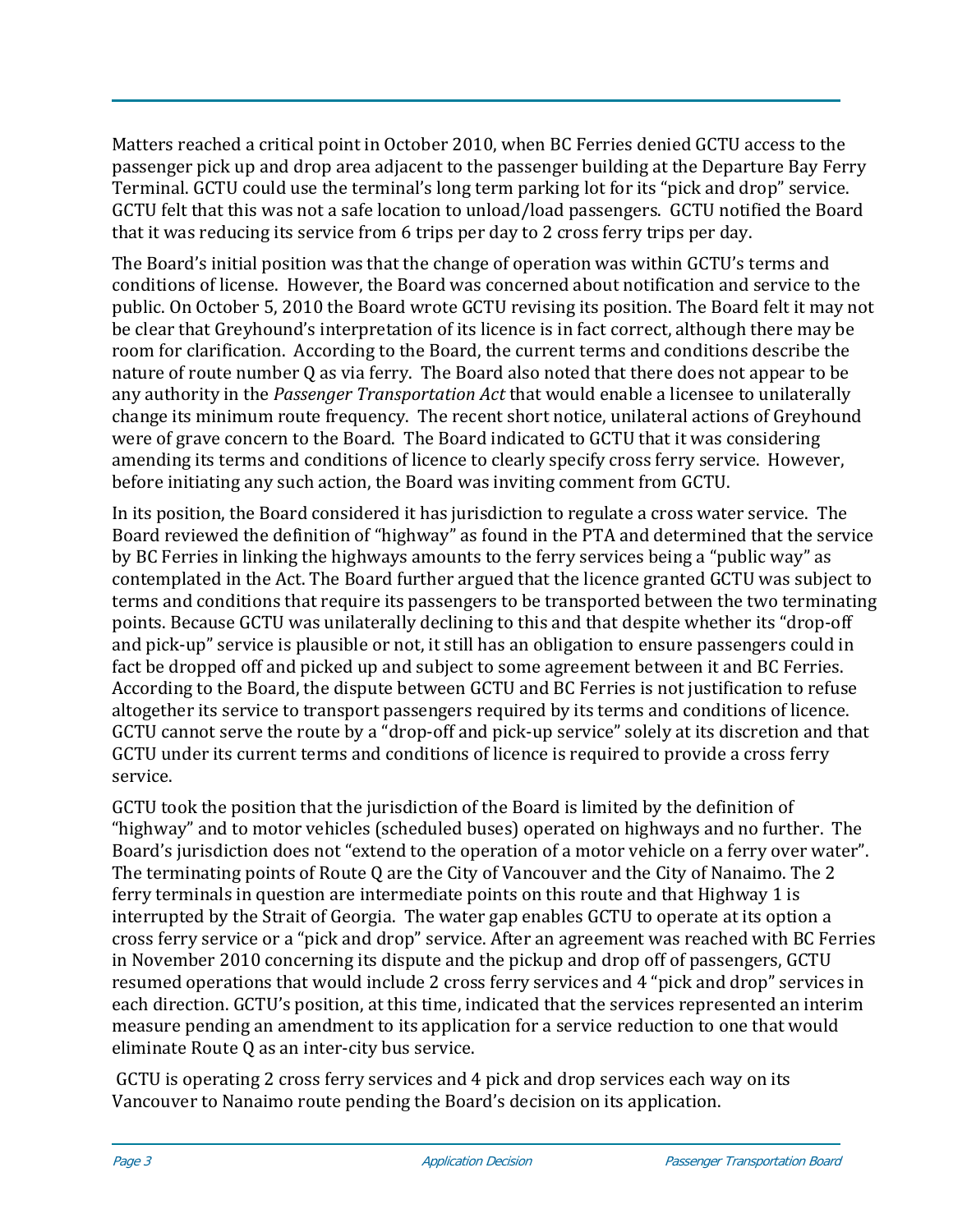Matters reached a critical point in October 2010, when BC Ferries denied GCTU access to the passenger pick up and drop area adjacent to the passenger building at the Departure Bay Ferry Terminal. GCTU could use the terminal's long term parking lot for its "pick and drop" service. GCTU felt that this was not a safe location to unload/load passengers. GCTU notified the Board that it was reducing its service from 6 trips per day to 2 cross ferry trips per day.

The Board's initial position was that the change of operation was within GCTU's terms and conditions of license. However, the Board was concerned about notification and service to the public. On October 5, 2010 the Board wrote GCTU revising its position. The Board felt it may not be clear that Greyhound's interpretation of its licence is in fact correct, although there may be room for clarification. According to the Board, the current terms and conditions describe the nature of route number Q as via ferry. The Board also noted that there does not appear to be any authority in the *Passenger Transportation Act* that would enable a licensee to unilaterally change its minimum route frequency. The recent short notice, unilateral actions of Greyhound were of grave concern to the Board. The Board indicated to GCTU that it was considering amending its terms and conditions of licence to clearly specify cross ferry service. However, before initiating any such action, the Board was inviting comment from GCTU.

In its position, the Board considered it has jurisdiction to regulate a cross water service. The Board reviewed the definition of "highway" as found in the PTA and determined that the service by BC Ferries in linking the highways amounts to the ferry services being a "public way" as contemplated in the Act. The Board further argued that the licence granted GCTU was subject to terms and conditions that require its passengers to be transported between the two terminating points. Because GCTU was unilaterally declining to this and that despite whether its "drop-off and pick-up" service is plausible or not, it still has an obligation to ensure passengers could in fact be dropped off and picked up and subject to some agreement between it and BC Ferries. According to the Board, the dispute between GCTU and BC Ferries is not justification to refuse altogether its service to transport passengers required by its terms and conditions of licence. GCTU cannot serve the route by a "drop-off and pick-up service" solely at its discretion and that GCTU under its current terms and conditions of licence is required to provide a cross ferry service.

GCTU took the position that the jurisdiction of the Board is limited by the definition of "highway" and to motor vehicles (scheduled buses) operated on highways and no further. The Board's jurisdiction does not "extend to the operation of a motor vehicle on a ferry over water". The terminating points of Route Q are the City of Vancouver and the City of Nanaimo. The 2 ferry terminals in question are intermediate points on this route and that Highway 1 is interrupted by the Strait of Georgia. The water gap enables GCTU to operate at its option a cross ferry service or a "pick and drop" service. After an agreement was reached with BC Ferries in November 2010 concerning its dispute and the pickup and drop off of passengers, GCTU resumed operations that would include 2 cross ferry services and 4 "pick and drop" services in each direction. GCTU's position, at this time, indicated that the services represented an interim measure pending an amendment to its application for a service reduction to one that would eliminate Route Q as an inter-city bus service.

GCTU is operating 2 cross ferry services and 4 pick and drop services each way on its Vancouver to Nanaimo route pending the Board's decision on its application.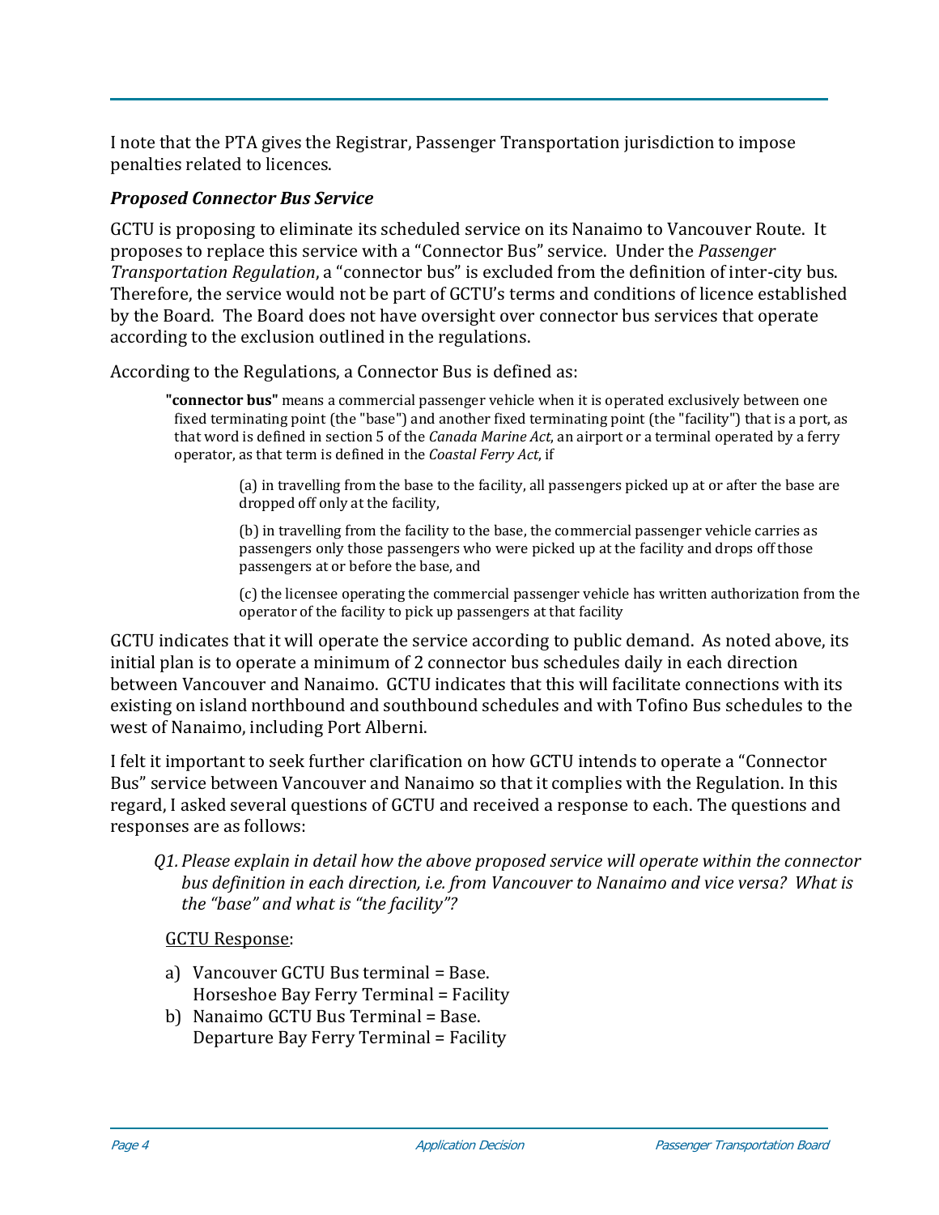I note that the PTA gives the Registrar, Passenger Transportation jurisdiction to impose penalties related to licences.

### *Proposed Connector Bus Service*

GCTU is proposing to eliminate its scheduled service on its Nanaimo to Vancouver Route. It proposes to replace this service with a "Connector Bus" service. Under the *Passenger Transportation Regulation*, a "connector bus" is excluded from the definition of inter-city bus. Therefore, the service would not be part of GCTU's terms and conditions of licence established by the Board. The Board does not have oversight over connector bus services that operate according to the exclusion outlined in the regulations.

According to the Regulations, a Connector Bus is defined as:

> **"connector bus"** means a commercial passenger vehicle when it is operated exclusively between one fixed terminating point (the "base") and another fixed terminating point (the "facility") that is a port, as that word is defined in section 5 of the *Canada Marine Act*, an airport or a terminal operated by a ferry operator, as that term is defined in the *Coastal Ferry Act*, if
>
> (a) in travelling from the base to the facility, all passengers picked up at or after the base are dropped off only at the facility,
>
> (b) in travelling from the facility to the base, the commercial passenger vehicle carries as passengers only those passengers who were picked up at the facility and drops off those passengers at or before the base, and
>
> (c) the licensee operating the commercial passenger vehicle has written authorization from the operator of the facility to pick up passengers at that facility

GCTU indicates that it will operate the service according to public demand. As noted above, its initial plan is to operate a minimum of 2 connector bus schedules daily in each direction between Vancouver and Nanaimo. GCTU indicates that this will facilitate connections with its existing on island northbound and southbound schedules and with Tofino Bus schedules to the west of Nanaimo, including Port Alberni.

I felt it important to seek further clarification on how GCTU intends to operate a "Connector Bus" service between Vancouver and Nanaimo so that it complies with the Regulation. In this regard, I asked several questions of GCTU and received a response to each. The questions and responses are as follows:

*Q1. Please explain in detail how the above proposed service will operate within the connector bus definition in each direction, i.e. from Vancouver to Nanaimo and vice versa? What is the "base" and what is "the facility"?*

<u>GCTU Response</u>:

a) Vancouver GCTU Bus terminal = Base.
   Horseshoe Bay Ferry Terminal = Facility
b) Nanaimo GCTU Bus Terminal = Base.
   Departure Bay Ferry Terminal = Facility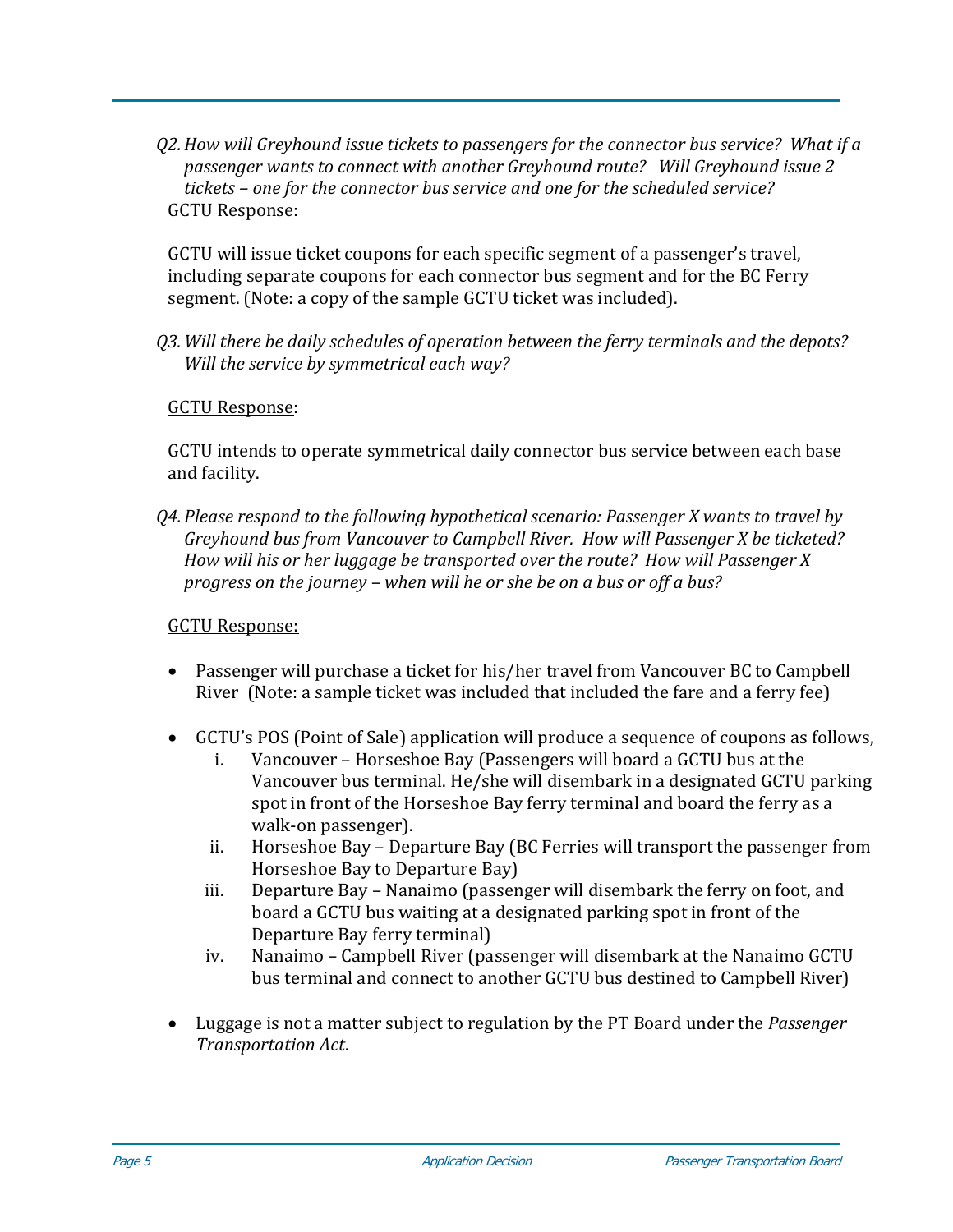*Q2. How will Greyhound issue tickets to passengers for the connector bus service? What if a passenger wants to connect with another Greyhound route? Will Greyhound issue 2 tickets – one for the connector bus service and one for the scheduled service?*

<u>GCTU Response</u>:

GCTU will issue ticket coupons for each specific segment of a passenger's travel, including separate coupons for each connector bus segment and for the BC Ferry segment. (Note: a copy of the sample GCTU ticket was included).

*Q3. Will there be daily schedules of operation between the ferry terminals and the depots? Will the service by symmetrical each way?*

<u>GCTU Response</u>:

GCTU intends to operate symmetrical daily connector bus service between each base and facility.

*Q4. Please respond to the following hypothetical scenario: Passenger X wants to travel by Greyhound bus from Vancouver to Campbell River. How will Passenger X be ticketed? How will his or her luggage be transported over the route? How will Passenger X progress on the journey – when will he or she be on a bus or off a bus?*

<u>GCTU Response:</u>

- Passenger will purchase a ticket for his/her travel from Vancouver BC to Campbell River (Note: a sample ticket was included that included the fare and a ferry fee)
- GCTU's POS (Point of Sale) application will produce a sequence of coupons as follows,
    i. Vancouver – Horseshoe Bay (Passengers will board a GCTU bus at the Vancouver bus terminal. He/she will disembark in a designated GCTU parking spot in front of the Horseshoe Bay ferry terminal and board the ferry as a walk-on passenger).
    ii. Horseshoe Bay – Departure Bay (BC Ferries will transport the passenger from Horseshoe Bay to Departure Bay)
    iii. Departure Bay – Nanaimo (passenger will disembark the ferry on foot, and board a GCTU bus waiting at a designated parking spot in front of the Departure Bay ferry terminal)
    iv. Nanaimo – Campbell River (passenger will disembark at the Nanaimo GCTU bus terminal and connect to another GCTU bus destined to Campbell River)
- Luggage is not a matter subject to regulation by the PT Board under the *Passenger Transportation Act*.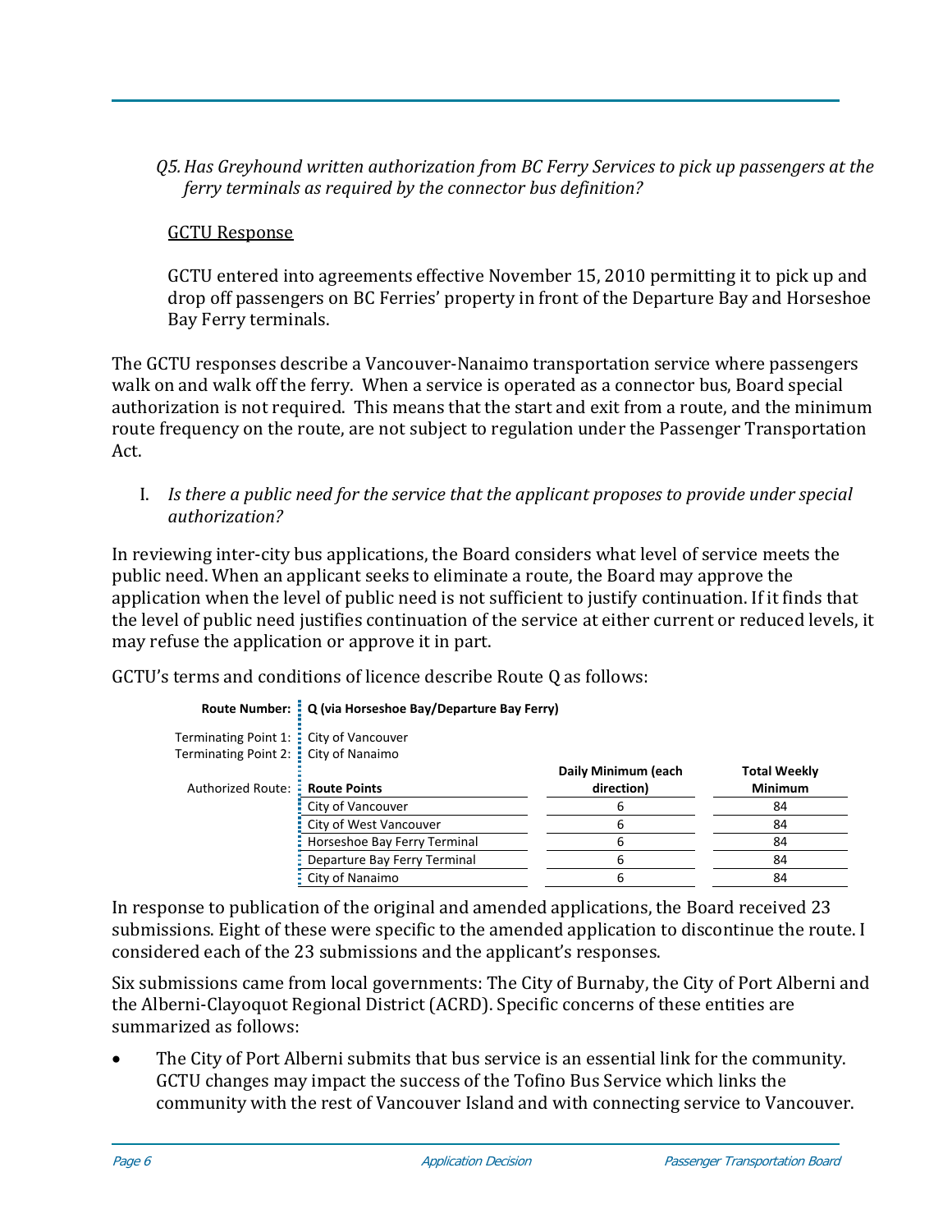*Q5. Has Greyhound written authorization from BC Ferry Services to pick up passengers at the ferry terminals as required by the connector bus definition?*

GCTU Response

GCTU entered into agreements effective November 15, 2010 permitting it to pick up and drop off passengers on BC Ferries' property in front of the Departure Bay and Horseshoe Bay Ferry terminals.

The GCTU responses describe a Vancouver-Nanaimo transportation service where passengers walk on and walk off the ferry. When a service is operated as a connector bus, Board special authorization is not required. This means that the start and exit from a route, and the minimum route frequency on the route, are not subject to regulation under the Passenger Transportation Act.

I. *Is there a public need for the service that the applicant proposes to provide under special authorization?*

In reviewing inter-city bus applications, the Board considers what level of service meets the public need. When an applicant seeks to eliminate a route, the Board may approve the application when the level of public need is not sufficient to justify continuation. If it finds that the level of public need justifies continuation of the service at either current or reduced levels, it may refuse the application or approve it in part.

GCTU's terms and conditions of licence describe Route Q as follows:

**Route Number:** **Q (via Horseshoe Bay/Departure Bay Ferry)**

Terminating Point 1: City of Vancouver
Terminating Point 2: City of Nanaimo

Authorized Route:

| Route Points | Daily Minimum (each direction) | Total Weekly Minimum |
|---|---|---|
| City of Vancouver | 6 | 84 |
| City of West Vancouver | 6 | 84 |
| Horseshoe Bay Ferry Terminal | 6 | 84 |
| Departure Bay Ferry Terminal | 6 | 84 |
| City of Nanaimo | 6 | 84 |

In response to publication of the original and amended applications, the Board received 23 submissions. Eight of these were specific to the amended application to discontinue the route. I considered each of the 23 submissions and the applicant's responses.

Six submissions came from local governments: The City of Burnaby, the City of Port Alberni and the Alberni-Clayoquot Regional District (ACRD). Specific concerns of these entities are summarized as follows:

- The City of Port Alberni submits that bus service is an essential link for the community. GCTU changes may impact the success of the Tofino Bus Service which links the community with the rest of Vancouver Island and with connecting service to Vancouver.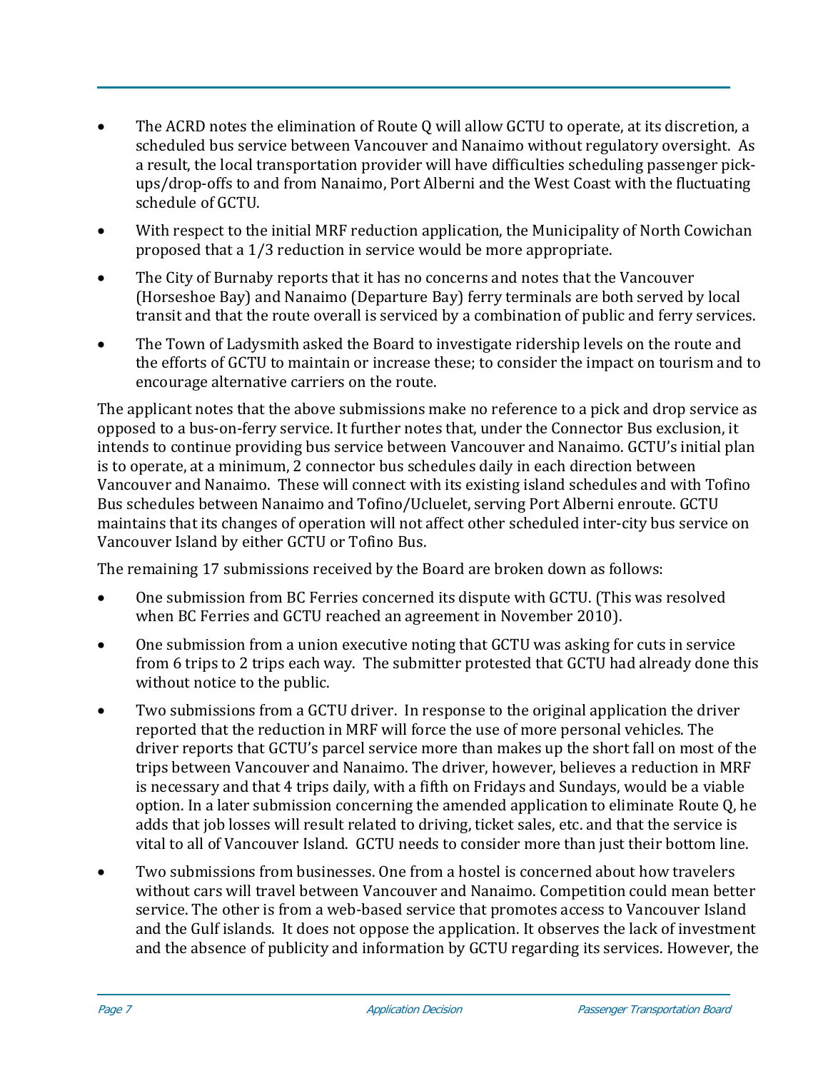- The ACRD notes the elimination of Route Q will allow GCTU to operate, at its discretion, a scheduled bus service between Vancouver and Nanaimo without regulatory oversight. As a result, the local transportation provider will have difficulties scheduling passenger pick-ups/drop-offs to and from Nanaimo, Port Alberni and the West Coast with the fluctuating schedule of GCTU.
- With respect to the initial MRF reduction application, the Municipality of North Cowichan proposed that a 1/3 reduction in service would be more appropriate.
- The City of Burnaby reports that it has no concerns and notes that the Vancouver (Horseshoe Bay) and Nanaimo (Departure Bay) ferry terminals are both served by local transit and that the route overall is serviced by a combination of public and ferry services.
- The Town of Ladysmith asked the Board to investigate ridership levels on the route and the efforts of GCTU to maintain or increase these; to consider the impact on tourism and to encourage alternative carriers on the route.

The applicant notes that the above submissions make no reference to a pick and drop service as opposed to a bus-on-ferry service. It further notes that, under the Connector Bus exclusion, it intends to continue providing bus service between Vancouver and Nanaimo. GCTU's initial plan is to operate, at a minimum, 2 connector bus schedules daily in each direction between Vancouver and Nanaimo. These will connect with its existing island schedules and with Tofino Bus schedules between Nanaimo and Tofino/Ucluelet, serving Port Alberni enroute. GCTU maintains that its changes of operation will not affect other scheduled inter-city bus service on Vancouver Island by either GCTU or Tofino Bus.

The remaining 17 submissions received by the Board are broken down as follows:

- One submission from BC Ferries concerned its dispute with GCTU. (This was resolved when BC Ferries and GCTU reached an agreement in November 2010).
- One submission from a union executive noting that GCTU was asking for cuts in service from 6 trips to 2 trips each way. The submitter protested that GCTU had already done this without notice to the public.
- Two submissions from a GCTU driver. In response to the original application the driver reported that the reduction in MRF will force the use of more personal vehicles. The driver reports that GCTU's parcel service more than makes up the short fall on most of the trips between Vancouver and Nanaimo. The driver, however, believes a reduction in MRF is necessary and that 4 trips daily, with a fifth on Fridays and Sundays, would be a viable option. In a later submission concerning the amended application to eliminate Route Q, he adds that job losses will result related to driving, ticket sales, etc. and that the service is vital to all of Vancouver Island. GCTU needs to consider more than just their bottom line.
- Two submissions from businesses. One from a hostel is concerned about how travelers without cars will travel between Vancouver and Nanaimo. Competition could mean better service. The other is from a web-based service that promotes access to Vancouver Island and the Gulf islands. It does not oppose the application. It observes the lack of investment and the absence of publicity and information by GCTU regarding its services. However, the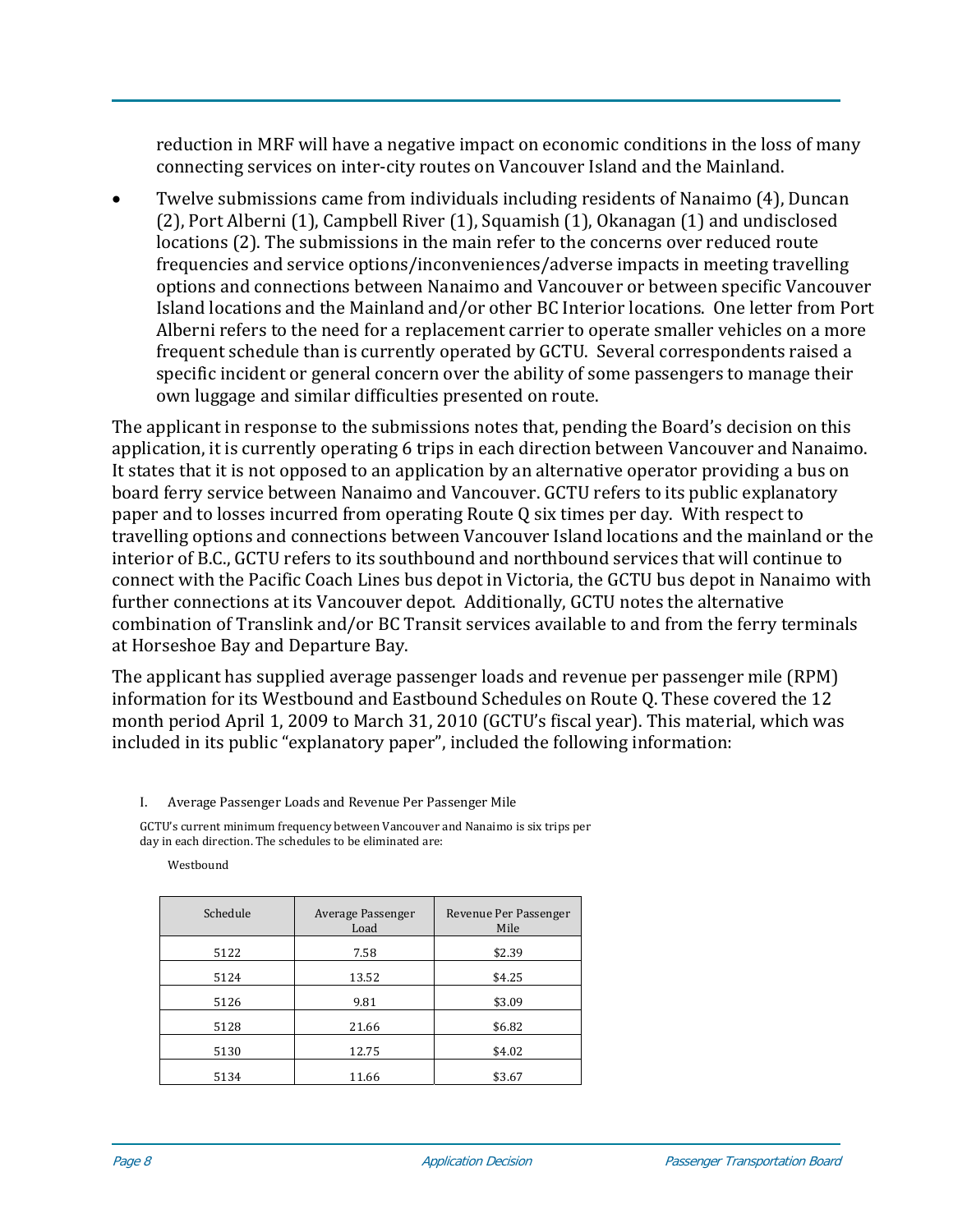reduction in MRF will have a negative impact on economic conditions in the loss of many connecting services on inter-city routes on Vancouver Island and the Mainland.

- Twelve submissions came from individuals including residents of Nanaimo (4), Duncan (2), Port Alberni (1), Campbell River (1), Squamish (1), Okanagan (1) and undisclosed locations (2). The submissions in the main refer to the concerns over reduced route frequencies and service options/inconveniences/adverse impacts in meeting travelling options and connections between Nanaimo and Vancouver or between specific Vancouver Island locations and the Mainland and/or other BC Interior locations. One letter from Port Alberni refers to the need for a replacement carrier to operate smaller vehicles on a more frequent schedule than is currently operated by GCTU. Several correspondents raised a specific incident or general concern over the ability of some passengers to manage their own luggage and similar difficulties presented on route.

The applicant in response to the submissions notes that, pending the Board's decision on this application, it is currently operating 6 trips in each direction between Vancouver and Nanaimo. It states that it is not opposed to an application by an alternative operator providing a bus on board ferry service between Nanaimo and Vancouver. GCTU refers to its public explanatory paper and to losses incurred from operating Route Q six times per day. With respect to travelling options and connections between Vancouver Island locations and the mainland or the interior of B.C., GCTU refers to its southbound and northbound services that will continue to connect with the Pacific Coach Lines bus depot in Victoria, the GCTU bus depot in Nanaimo with further connections at its Vancouver depot. Additionally, GCTU notes the alternative combination of Translink and/or BC Transit services available to and from the ferry terminals at Horseshoe Bay and Departure Bay.

The applicant has supplied average passenger loads and revenue per passenger mile (RPM) information for its Westbound and Eastbound Schedules on Route Q. These covered the 12 month period April 1, 2009 to March 31, 2010 (GCTU's fiscal year). This material, which was included in its public "explanatory paper", included the following information:

I. Average Passenger Loads and Revenue Per Passenger Mile

GCTU's current minimum frequency between Vancouver and Nanaimo is six trips per day in each direction. The schedules to be eliminated are:

Westbound

| Schedule | Average Passenger Load | Revenue Per Passenger Mile |
|---|---|---|
| 5122 | 7.58 | $2.39 |
| 5124 | 13.52 | $4.25 |
| 5126 | 9.81 | $3.09 |
| 5128 | 21.66 | $6.82 |
| 5130 | 12.75 | $4.02 |
| 5134 | 11.66 | $3.67 |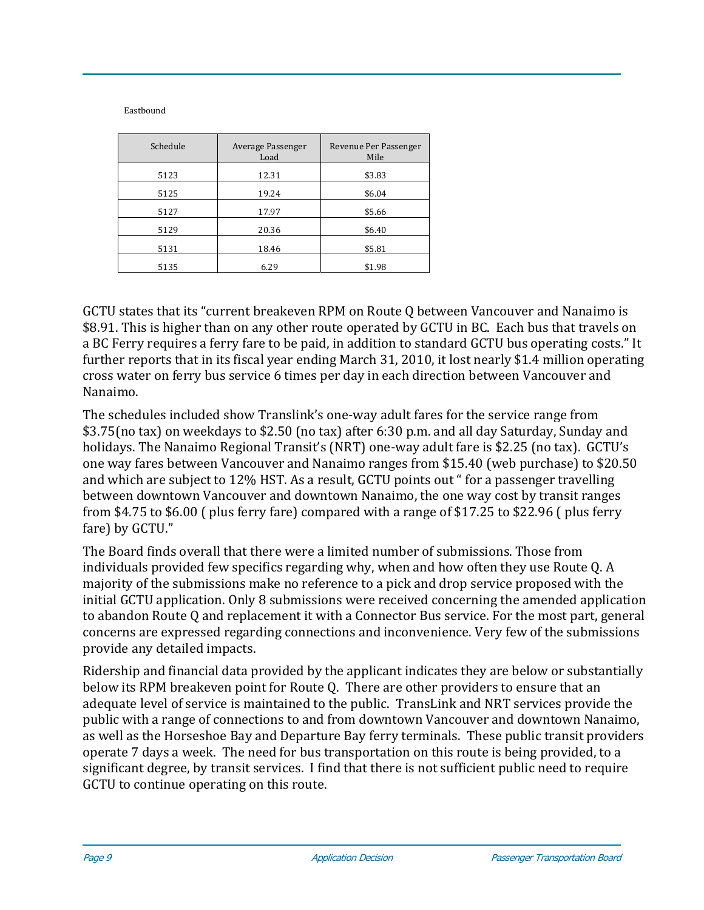Eastbound

| Schedule | Average Passenger Load | Revenue Per Passenger Mile |
|---|---|---|
| 5123 | 12.31 | $3.83 |
| 5125 | 19.24 | $6.04 |
| 5127 | 17.97 | $5.66 |
| 5129 | 20.36 | $6.40 |
| 5131 | 18.46 | $5.81 |
| 5135 | 6.29 | $1.98 |

GCTU states that its "current breakeven RPM on Route Q between Vancouver and Nanaimo is $8.91. This is higher than on any other route operated by GCTU in BC. Each bus that travels on a BC Ferry requires a ferry fare to be paid, in addition to standard GCTU bus operating costs." It further reports that in its fiscal year ending March 31, 2010, it lost nearly $1.4 million operating cross water on ferry bus service 6 times per day in each direction between Vancouver and Nanaimo.

The schedules included show Translink's one-way adult fares for the service range from $3.75(no tax) on weekdays to $2.50 (no tax) after 6:30 p.m. and all day Saturday, Sunday and holidays. The Nanaimo Regional Transit's (NRT) one-way adult fare is $2.25 (no tax). GCTU's one way fares between Vancouver and Nanaimo ranges from $15.40 (web purchase) to $20.50 and which are subject to 12% HST. As a result, GCTU points out " for a passenger travelling between downtown Vancouver and downtown Nanaimo, the one way cost by transit ranges from $4.75 to $6.00 ( plus ferry fare) compared with a range of $17.25 to $22.96 ( plus ferry fare) by GCTU."

The Board finds overall that there were a limited number of submissions. Those from individuals provided few specifics regarding why, when and how often they use Route Q. A majority of the submissions make no reference to a pick and drop service proposed with the initial GCTU application. Only 8 submissions were received concerning the amended application to abandon Route Q and replacement it with a Connector Bus service. For the most part, general concerns are expressed regarding connections and inconvenience. Very few of the submissions provide any detailed impacts.

Ridership and financial data provided by the applicant indicates they are below or substantially below its RPM breakeven point for Route Q. There are other providers to ensure that an adequate level of service is maintained to the public. TransLink and NRT services provide the public with a range of connections to and from downtown Vancouver and downtown Nanaimo, as well as the Horseshoe Bay and Departure Bay ferry terminals. These public transit providers operate 7 days a week. The need for bus transportation on this route is being provided, to a significant degree, by transit services. I find that there is not sufficient public need to require GCTU to continue operating on this route.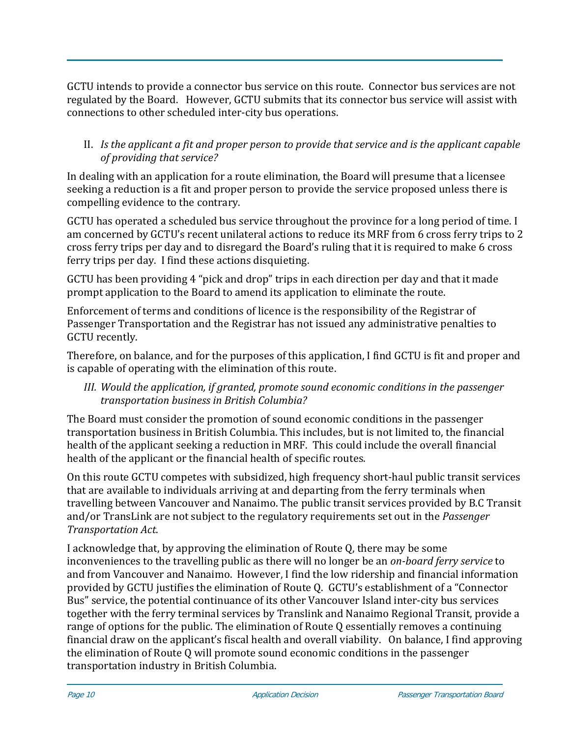GCTU intends to provide a connector bus service on this route. Connector bus services are not regulated by the Board. However, GCTU submits that its connector bus service will assist with connections to other scheduled inter-city bus operations.

II. *Is the applicant a fit and proper person to provide that service and is the applicant capable of providing that service?*

In dealing with an application for a route elimination, the Board will presume that a licensee seeking a reduction is a fit and proper person to provide the service proposed unless there is compelling evidence to the contrary.

GCTU has operated a scheduled bus service throughout the province for a long period of time. I am concerned by GCTU's recent unilateral actions to reduce its MRF from 6 cross ferry trips to 2 cross ferry trips per day and to disregard the Board's ruling that it is required to make 6 cross ferry trips per day. I find these actions disquieting.

GCTU has been providing 4 "pick and drop" trips in each direction per day and that it made prompt application to the Board to amend its application to eliminate the route.

Enforcement of terms and conditions of licence is the responsibility of the Registrar of Passenger Transportation and the Registrar has not issued any administrative penalties to GCTU recently.

Therefore, on balance, and for the purposes of this application, I find GCTU is fit and proper and is capable of operating with the elimination of this route.

III. *Would the application, if granted, promote sound economic conditions in the passenger transportation business in British Columbia?*

The Board must consider the promotion of sound economic conditions in the passenger transportation business in British Columbia. This includes, but is not limited to, the financial health of the applicant seeking a reduction in MRF. This could include the overall financial health of the applicant or the financial health of specific routes.

On this route GCTU competes with subsidized, high frequency short-haul public transit services that are available to individuals arriving at and departing from the ferry terminals when travelling between Vancouver and Nanaimo. The public transit services provided by B.C Transit and/or TransLink are not subject to the regulatory requirements set out in the *Passenger Transportation Act*.

I acknowledge that, by approving the elimination of Route Q, there may be some inconveniences to the travelling public as there will no longer be an *on-board ferry service* to and from Vancouver and Nanaimo. However, I find the low ridership and financial information provided by GCTU justifies the elimination of Route Q. GCTU's establishment of a "Connector Bus" service, the potential continuance of its other Vancouver Island inter-city bus services together with the ferry terminal services by Translink and Nanaimo Regional Transit, provide a range of options for the public. The elimination of Route Q essentially removes a continuing financial draw on the applicant's fiscal health and overall viability. On balance, I find approving the elimination of Route Q will promote sound economic conditions in the passenger transportation industry in British Columbia.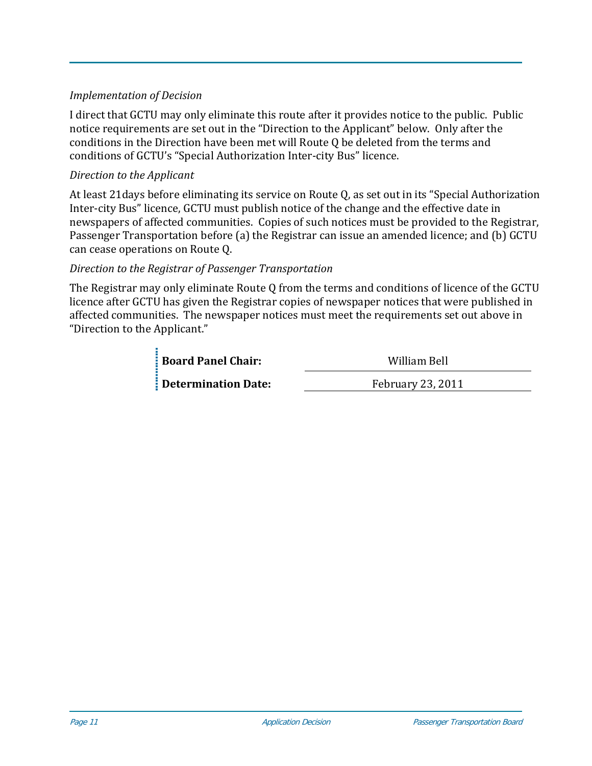*Implementation of Decision*

I direct that GCTU may only eliminate this route after it provides notice to the public. Public notice requirements are set out in the "Direction to the Applicant" below. Only after the conditions in the Direction have been met will Route Q be deleted from the terms and conditions of GCTU's "Special Authorization Inter-city Bus" licence.

*Direction to the Applicant*

At least 21days before eliminating its service on Route Q, as set out in its "Special Authorization Inter-city Bus" licence, GCTU must publish notice of the change and the effective date in newspapers of affected communities. Copies of such notices must be provided to the Registrar, Passenger Transportation before (a) the Registrar can issue an amended licence; and (b) GCTU can cease operations on Route Q.

*Direction to the Registrar of Passenger Transportation*

The Registrar may only eliminate Route Q from the terms and conditions of licence of the GCTU licence after GCTU has given the Registrar copies of newspaper notices that were published in affected communities. The newspaper notices must meet the requirements set out above in "Direction to the Applicant."

| | |
|---|---|
| **Board Panel Chair:** | William Bell |
| **Determination Date:** | February 23, 2011 |